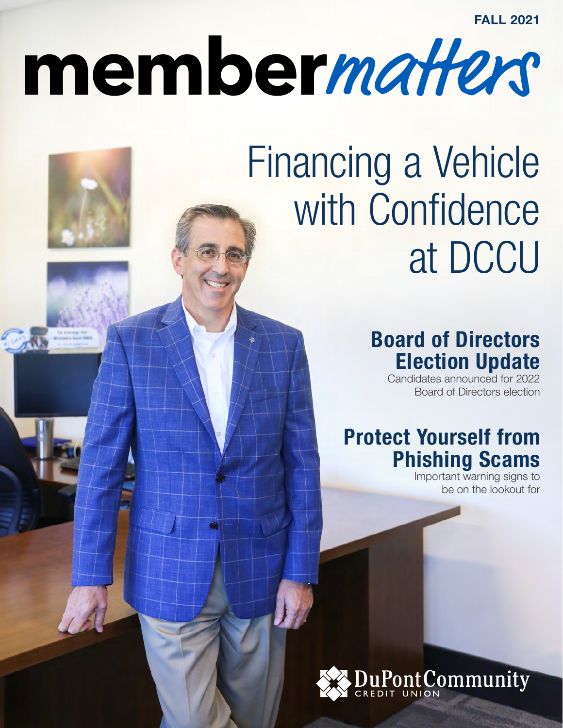FALL 2021

# member*matters*

# Financing a Vehicle with Confidence at DCCU

## Board of Directors Election Update

Candidates announced for 2022 Board of Directors election

## Protect Yourself from Phishing Scams

Important warning signs to be on the lookout for

DuPont Community CREDIT UNION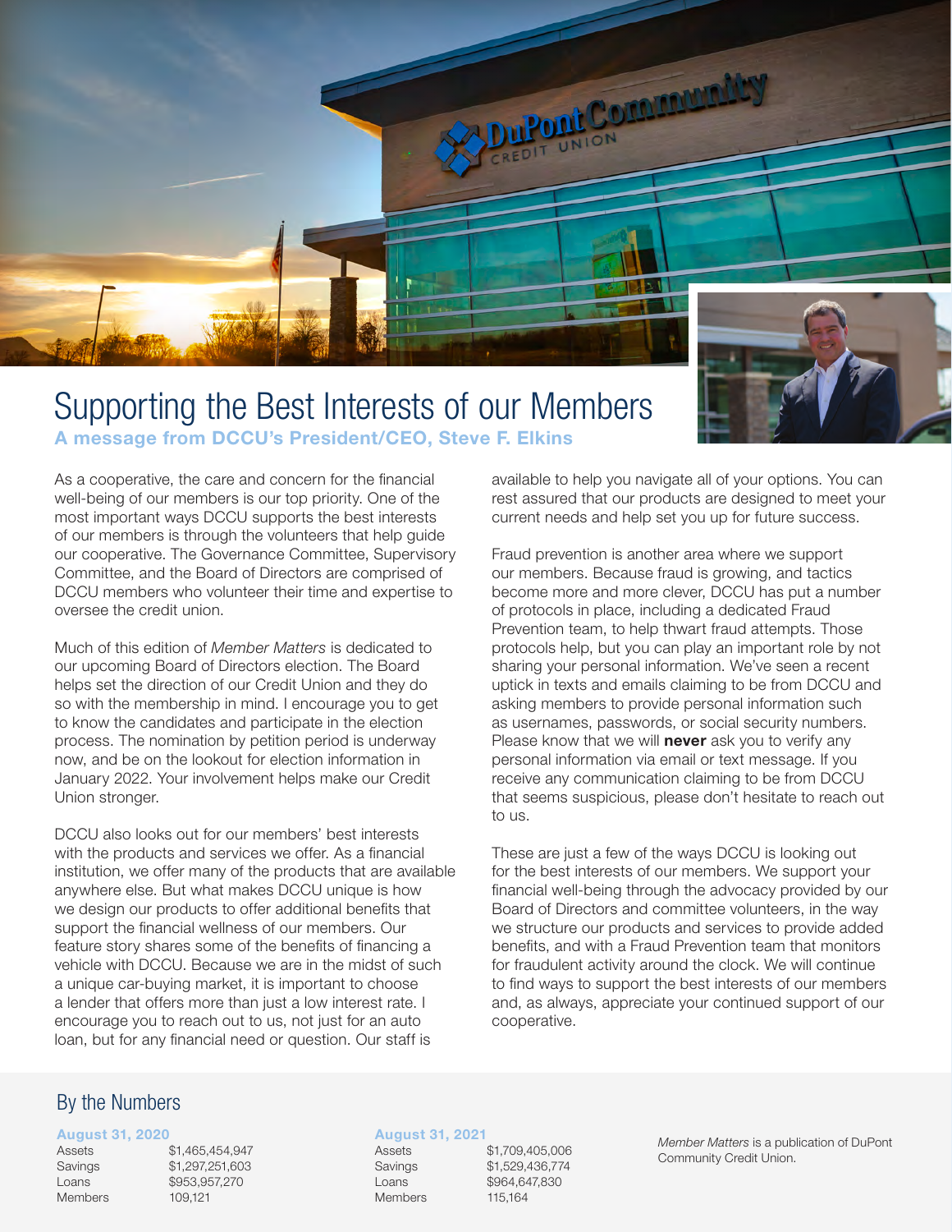# Supporting the Best Interests of our Members

**A message from DCCU's President/CEO, Steve F. Elkins**

As a cooperative, the care and concern for the financial well-being of our members is our top priority. One of the most important ways DCCU supports the best interests of our members is through the volunteers that help guide our cooperative. The Governance Committee, Supervisory Committee, and the Board of Directors are comprised of DCCU members who volunteer their time and expertise to oversee the credit union.

Much of this edition of *Member Matters* is dedicated to our upcoming Board of Directors election. The Board helps set the direction of our Credit Union and they do so with the membership in mind. I encourage you to get to know the candidates and participate in the election process. The nomination by petition period is underway now, and be on the lookout for election information in January 2022. Your involvement helps make our Credit Union stronger.

DCCU also looks out for our members' best interests with the products and services we offer. As a financial institution, we offer many of the products that are available anywhere else. But what makes DCCU unique is how we design our products to offer additional benefits that support the financial wellness of our members. Our feature story shares some of the benefits of financing a vehicle with DCCU. Because we are in the midst of such a unique car-buying market, it is important to choose a lender that offers more than just a low interest rate. I encourage you to reach out to us, not just for an auto loan, but for any financial need or question. Our staff is available to help you navigate all of your options. You can rest assured that our products are designed to meet your current needs and help set you up for future success.

Fraud prevention is another area where we support our members. Because fraud is growing, and tactics become more and more clever, DCCU has put a number of protocols in place, including a dedicated Fraud Prevention team, to help thwart fraud attempts. Those protocols help, but you can play an important role by not sharing your personal information. We've seen a recent uptick in texts and emails claiming to be from DCCU and asking members to provide personal information such as usernames, passwords, or social security numbers. Please know that we will **never** ask you to verify any personal information via email or text message. If you receive any communication claiming to be from DCCU that seems suspicious, please don't hesitate to reach out to us.

These are just a few of the ways DCCU is looking out for the best interests of our members. We support your financial well-being through the advocacy provided by our Board of Directors and committee volunteers, in the way we structure our products and services to provide added benefits, and with a Fraud Prevention team that monitors for fraudulent activity around the clock. We will continue to find ways to support the best interests of our members and, as always, appreciate your continued support of our cooperative.

## By the Numbers

**August 31, 2020**

| | |
|---|---|
| Assets | $1,465,454,947 |
| Savings | $1,297,251,603 |
| Loans | $953,957,270 |
| Members | 109,121 |

**August 31, 2021**

| | |
|---|---|
| Assets | $1,709,405,006 |
| Savings | $1,529,436,774 |
| Loans | $964,647,830 |
| Members | 115,164 |

*Member Matters* is a publication of DuPont Community Credit Union.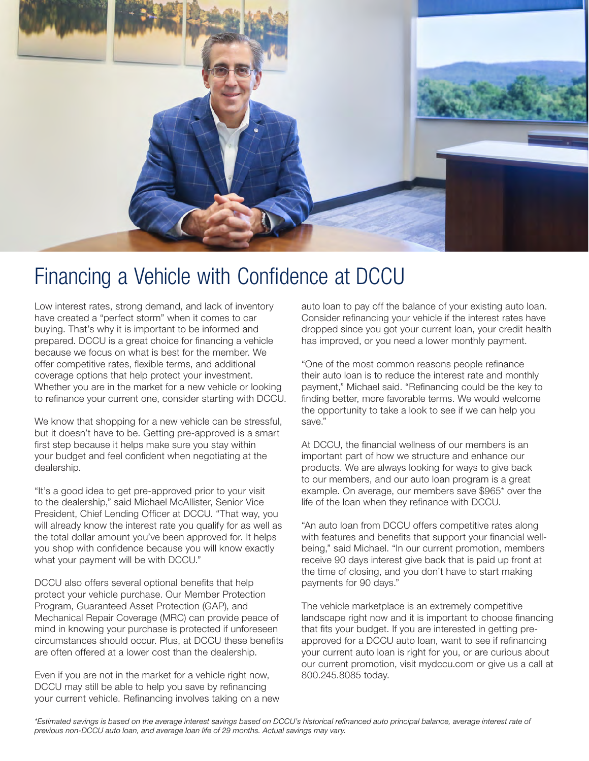# Financing a Vehicle with Confidence at DCCU

Low interest rates, strong demand, and lack of inventory have created a "perfect storm" when it comes to car buying. That's why it is important to be informed and prepared. DCCU is a great choice for financing a vehicle because we focus on what is best for the member. We offer competitive rates, flexible terms, and additional coverage options that help protect your investment. Whether you are in the market for a new vehicle or looking to refinance your current one, consider starting with DCCU.

We know that shopping for a new vehicle can be stressful, but it doesn't have to be. Getting pre-approved is a smart first step because it helps make sure you stay within your budget and feel confident when negotiating at the dealership.

"It's a good idea to get pre-approved prior to your visit to the dealership," said Michael McAllister, Senior Vice President, Chief Lending Officer at DCCU. "That way, you will already know the interest rate you qualify for as well as the total dollar amount you've been approved for. It helps you shop with confidence because you will know exactly what your payment will be with DCCU."

DCCU also offers several optional benefits that help protect your vehicle purchase. Our Member Protection Program, Guaranteed Asset Protection (GAP), and Mechanical Repair Coverage (MRC) can provide peace of mind in knowing your purchase is protected if unforeseen circumstances should occur. Plus, at DCCU these benefits are often offered at a lower cost than the dealership.

Even if you are not in the market for a vehicle right now, DCCU may still be able to help you save by refinancing your current vehicle. Refinancing involves taking on a new auto loan to pay off the balance of your existing auto loan. Consider refinancing your vehicle if the interest rates have dropped since you got your current loan, your credit health has improved, or you need a lower monthly payment.

"One of the most common reasons people refinance their auto loan is to reduce the interest rate and monthly payment," Michael said. "Refinancing could be the key to finding better, more favorable terms. We would welcome the opportunity to take a look to see if we can help you save."

At DCCU, the financial wellness of our members is an important part of how we structure and enhance our products. We are always looking for ways to give back to our members, and our auto loan program is a great example. On average, our members save $965* over the life of the loan when they refinance with DCCU.

"An auto loan from DCCU offers competitive rates along with features and benefits that support your financial well-being," said Michael. "In our current promotion, members receive 90 days interest give back that is paid up front at the time of closing, and you don't have to start making payments for 90 days."

The vehicle marketplace is an extremely competitive landscape right now and it is important to choose financing that fits your budget. If you are interested in getting pre-approved for a DCCU auto loan, want to see if refinancing your current auto loan is right for you, or are curious about our current promotion, visit mydccu.com or give us a call at 800.245.8085 today.

*\*Estimated savings is based on the average interest savings based on DCCU's historical refinanced auto principal balance, average interest rate of previous non-DCCU auto loan, and average loan life of 29 months. Actual savings may vary.*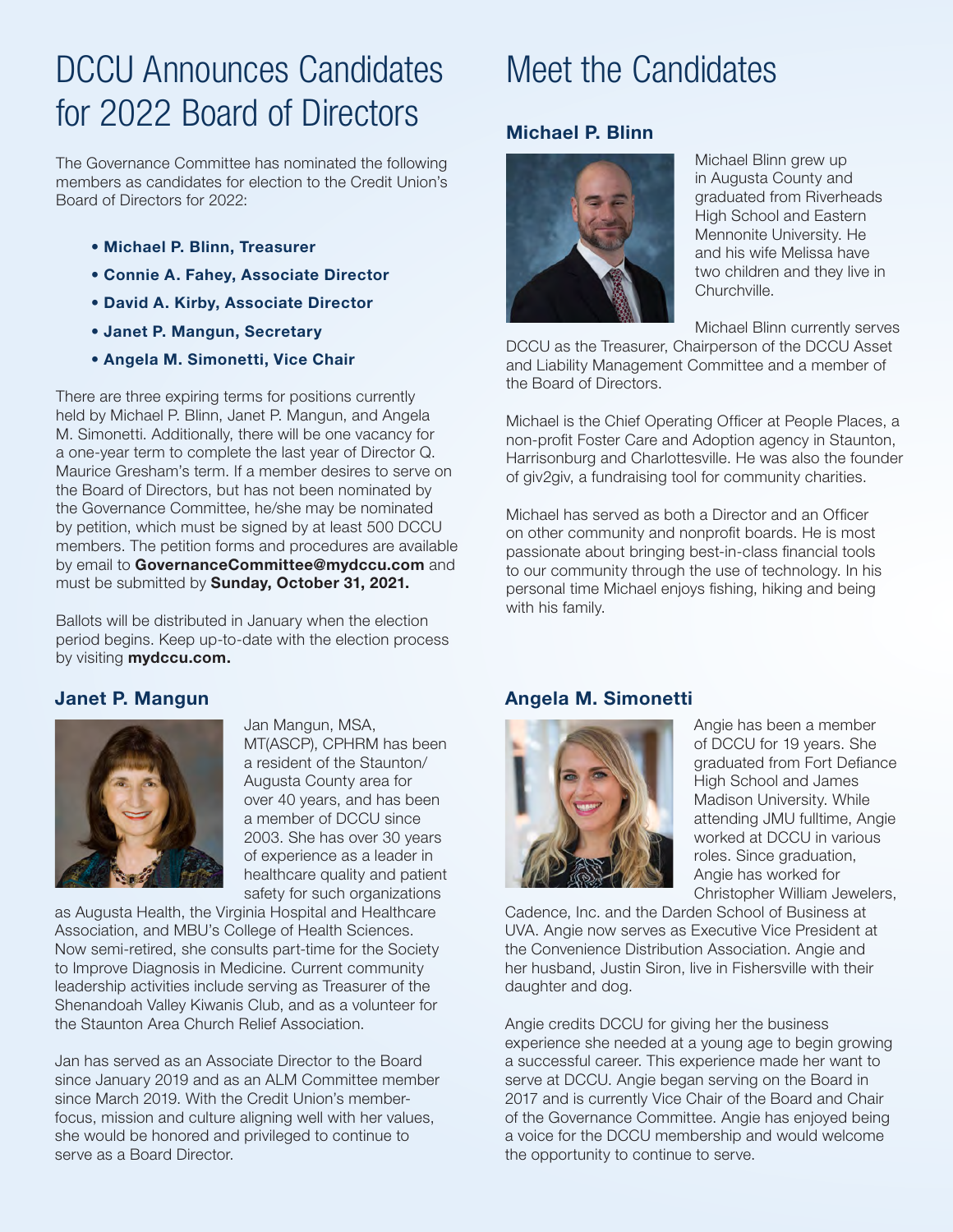# DCCU Announces Candidates for 2022 Board of Directors

The Governance Committee has nominated the following members as candidates for election to the Credit Union's Board of Directors for 2022:

- **Michael P. Blinn, Treasurer**
- **Connie A. Fahey, Associate Director**
- **David A. Kirby, Associate Director**
- **Janet P. Mangun, Secretary**
- **Angela M. Simonetti, Vice Chair**

There are three expiring terms for positions currently held by Michael P. Blinn, Janet P. Mangun, and Angela M. Simonetti. Additionally, there will be one vacancy for a one-year term to complete the last year of Director Q. Maurice Gresham's term. If a member desires to serve on the Board of Directors, but has not been nominated by the Governance Committee, he/she may be nominated by petition, which must be signed by at least 500 DCCU members. The petition forms and procedures are available by email to **GovernanceCommittee@mydccu.com** and must be submitted by **Sunday, October 31, 2021.**

Ballots will be distributed in January when the election period begins. Keep up-to-date with the election process by visiting **mydccu.com.**

### Janet P. Mangun

Jan Mangun, MSA, MT(ASCP), CPHRM has been a resident of the Staunton/Augusta County area for over 40 years, and has been a member of DCCU since 2003. She has over 30 years of experience as a leader in healthcare quality and patient safety for such organizations as Augusta Health, the Virginia Hospital and Healthcare Association, and MBU's College of Health Sciences. Now semi-retired, she consults part-time for the Society to Improve Diagnosis in Medicine. Current community leadership activities include serving as Treasurer of the Shenandoah Valley Kiwanis Club, and as a volunteer for the Staunton Area Church Relief Association.

Jan has served as an Associate Director to the Board since January 2019 and as an ALM Committee member since March 2019. With the Credit Union's member-focus, mission and culture aligning well with her values, she would be honored and privileged to continue to serve as a Board Director.

# Meet the Candidates

### Michael P. Blinn

Michael Blinn grew up in Augusta County and graduated from Riverheads High School and Eastern Mennonite University. He and his wife Melissa have two children and they live in Churchville.

Michael Blinn currently serves DCCU as the Treasurer, Chairperson of the DCCU Asset and Liability Management Committee and a member of the Board of Directors.

Michael is the Chief Operating Officer at People Places, a non-profit Foster Care and Adoption agency in Staunton, Harrisonburg and Charlottesville. He was also the founder of giv2giv, a fundraising tool for community charities.

Michael has served as both a Director and an Officer on other community and nonprofit boards. He is most passionate about bringing best-in-class financial tools to our community through the use of technology. In his personal time Michael enjoys fishing, hiking and being with his family.

### Angela M. Simonetti

Angie has been a member of DCCU for 19 years. She graduated from Fort Defiance High School and James Madison University. While attending JMU fulltime, Angie worked at DCCU in various roles. Since graduation, Angie has worked for Christopher William Jewelers, Cadence, Inc. and the Darden School of Business at UVA. Angie now serves as Executive Vice President at the Convenience Distribution Association. Angie and her husband, Justin Siron, live in Fishersville with their daughter and dog.

Angie credits DCCU for giving her the business experience she needed at a young age to begin growing a successful career. This experience made her want to serve at DCCU. Angie began serving on the Board in 2017 and is currently Vice Chair of the Board and Chair of the Governance Committee. Angie has enjoyed being a voice for the DCCU membership and would welcome the opportunity to continue to serve.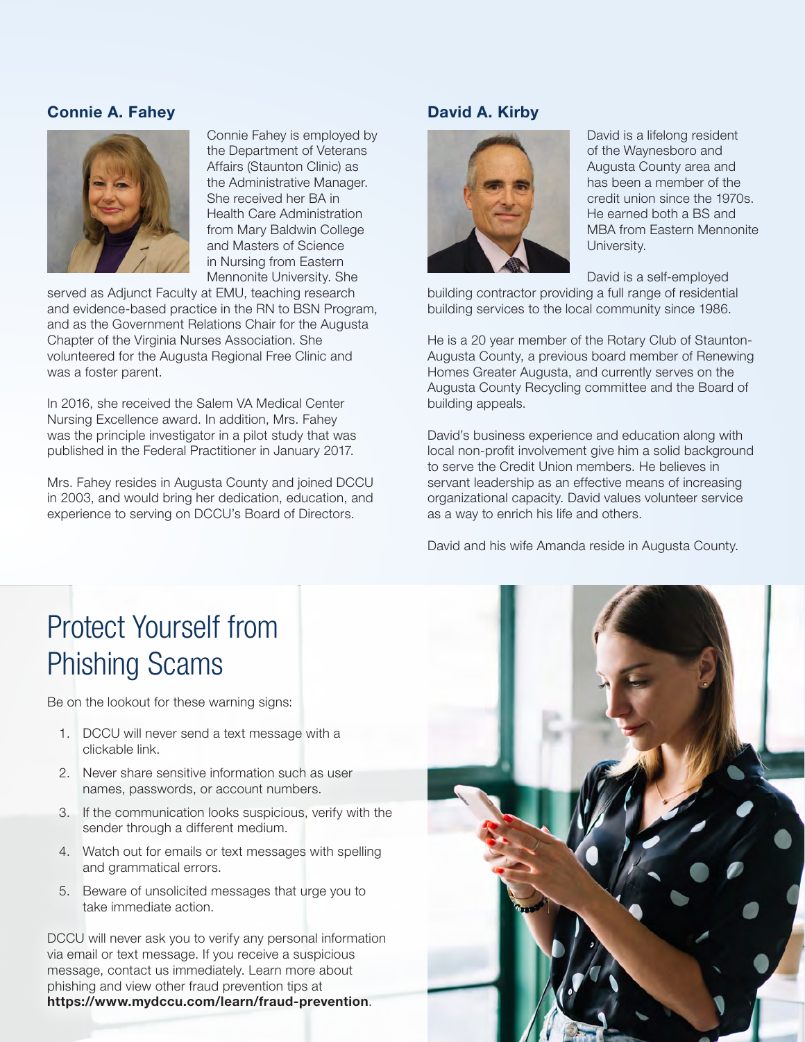### Connie A. Fahey

Connie Fahey is employed by the Department of Veterans Affairs (Staunton Clinic) as the Administrative Manager. She received her BA in Health Care Administration from Mary Baldwin College and Masters of Science in Nursing from Eastern Mennonite University. She served as Adjunct Faculty at EMU, teaching research and evidence-based practice in the RN to BSN Program, and as the Government Relations Chair for the Augusta Chapter of the Virginia Nurses Association. She volunteered for the Augusta Regional Free Clinic and was a foster parent.

In 2016, she received the Salem VA Medical Center Nursing Excellence award. In addition, Mrs. Fahey was the principle investigator in a pilot study that was published in the Federal Practitioner in January 2017.

Mrs. Fahey resides in Augusta County and joined DCCU in 2003, and would bring her dedication, education, and experience to serving on DCCU's Board of Directors.

### David A. Kirby

David is a lifelong resident of the Waynesboro and Augusta County area and has been a member of the credit union since the 1970s. He earned both a BS and MBA from Eastern Mennonite University.

David is a self-employed building contractor providing a full range of residential building services to the local community since 1986.

He is a 20 year member of the Rotary Club of Staunton-Augusta County, a previous board member of Renewing Homes Greater Augusta, and currently serves on the Augusta County Recycling committee and the Board of building appeals.

David's business experience and education along with local non-profit involvement give him a solid background to serve the Credit Union members. He believes in servant leadership as an effective means of increasing organizational capacity. David values volunteer service as a way to enrich his life and others.

David and his wife Amanda reside in Augusta County.

# Protect Yourself from Phishing Scams

Be on the lookout for these warning signs:

1. DCCU will never send a text message with a clickable link.
2. Never share sensitive information such as user names, passwords, or account numbers.
3. If the communication looks suspicious, verify with the sender through a different medium.
4. Watch out for emails or text messages with spelling and grammatical errors.
5. Beware of unsolicited messages that urge you to take immediate action.

DCCU will never ask you to verify any personal information via email or text message. If you receive a suspicious message, contact us immediately. Learn more about phishing and view other fraud prevention tips at **https://www.mydccu.com/learn/fraud-prevention**.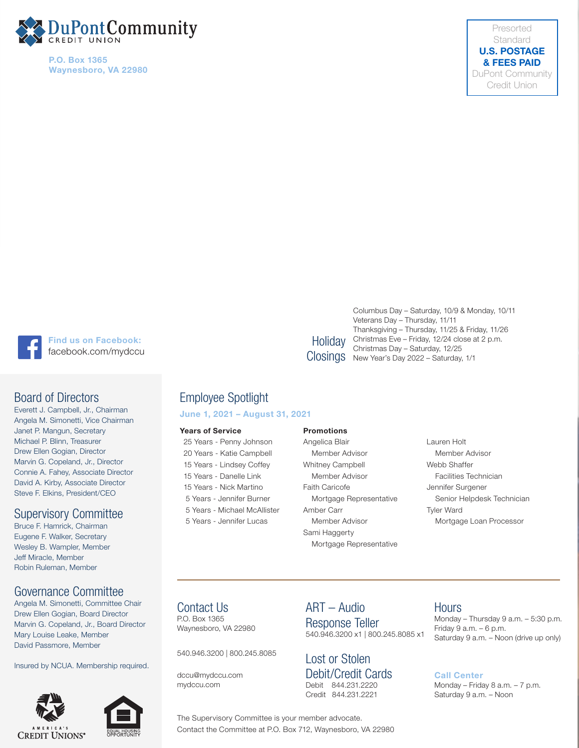DuPont Community Credit Union

P.O. Box 1365
Waynesboro, VA 22980

Presorted Standard
**U.S. POSTAGE & FEES PAID**
DuPont Community Credit Union

**Find us on Facebook:**
facebook.com/mydccu

## Holiday Closings

Columbus Day – Saturday, 10/9 & Monday, 10/11
Veterans Day – Thursday, 11/11
Thanksgiving – Thursday, 11/25 & Friday, 11/26
Christmas Eve – Friday, 12/24 close at 2 p.m.
Christmas Day – Saturday, 12/25
New Year's Day 2022 – Saturday, 1/1

## Board of Directors

Everett J. Campbell, Jr., Chairman
Angela M. Simonetti, Vice Chairman
Janet P. Mangun, Secretary
Michael P. Blinn, Treasurer
Drew Ellen Gogian, Director
Marvin G. Copeland, Jr., Director
Connie A. Fahey, Associate Director
David A. Kirby, Associate Director
Steve F. Elkins, President/CEO

## Supervisory Committee

Bruce F. Hamrick, Chairman
Eugene F. Walker, Secretary
Wesley B. Wampler, Member
Jeff Miracle, Member
Robin Ruleman, Member

## Governance Committee

Angela M. Simonetti, Committee Chair
Drew Ellen Gogian, Board Director
Marvin G. Copeland, Jr., Board Director
Mary Louise Leake, Member
David Passmore, Member

Insured by NCUA. Membership required.

## Employee Spotlight

**June 1, 2021 – August 31, 2021**

**Years of Service**

- 25 Years - Penny Johnson
- 20 Years - Katie Campbell
- 15 Years - Lindsey Coffey
- 15 Years - Danelle Link
- 15 Years - Nick Martino
- 5 Years - Jennifer Burner
- 5 Years - Michael McAllister
- 5 Years - Jennifer Lucas

**Promotions**

- Angelica Blair – Member Advisor
- Whitney Campbell – Member Advisor
- Faith Caricofe – Mortgage Representative
- Amber Carr – Member Advisor
- Sami Haggerty – Mortgage Representative
- Lauren Holt – Member Advisor
- Webb Shaffer – Facilities Technician
- Jennifer Surgener – Senior Helpdesk Technician
- Tyler Ward – Mortgage Loan Processor

## Contact Us

P.O. Box 1365
Waynesboro, VA 22980

540.946.3200 | 800.245.8085

dccu@mydccu.com
mydccu.com

## ART – Audio Response Teller

540.946.3200 x1 | 800.245.8085 x1

## Lost or Stolen Debit/Credit Cards

Debit 844.231.2220
Credit 844.231.2221

## Hours

Monday – Thursday 9 a.m. – 5:30 p.m.
Friday 9 a.m. – 6 p.m.
Saturday 9 a.m. – Noon (drive up only)

**Call Center**

Monday – Friday 8 a.m. – 7 p.m.
Saturday 9 a.m. – Noon

The Supervisory Committee is your member advocate.
Contact the Committee at P.O. Box 712, Waynesboro, VA 22980

AMERICA'S CREDIT UNIONS®

EQUAL HOUSING OPPORTUNITY